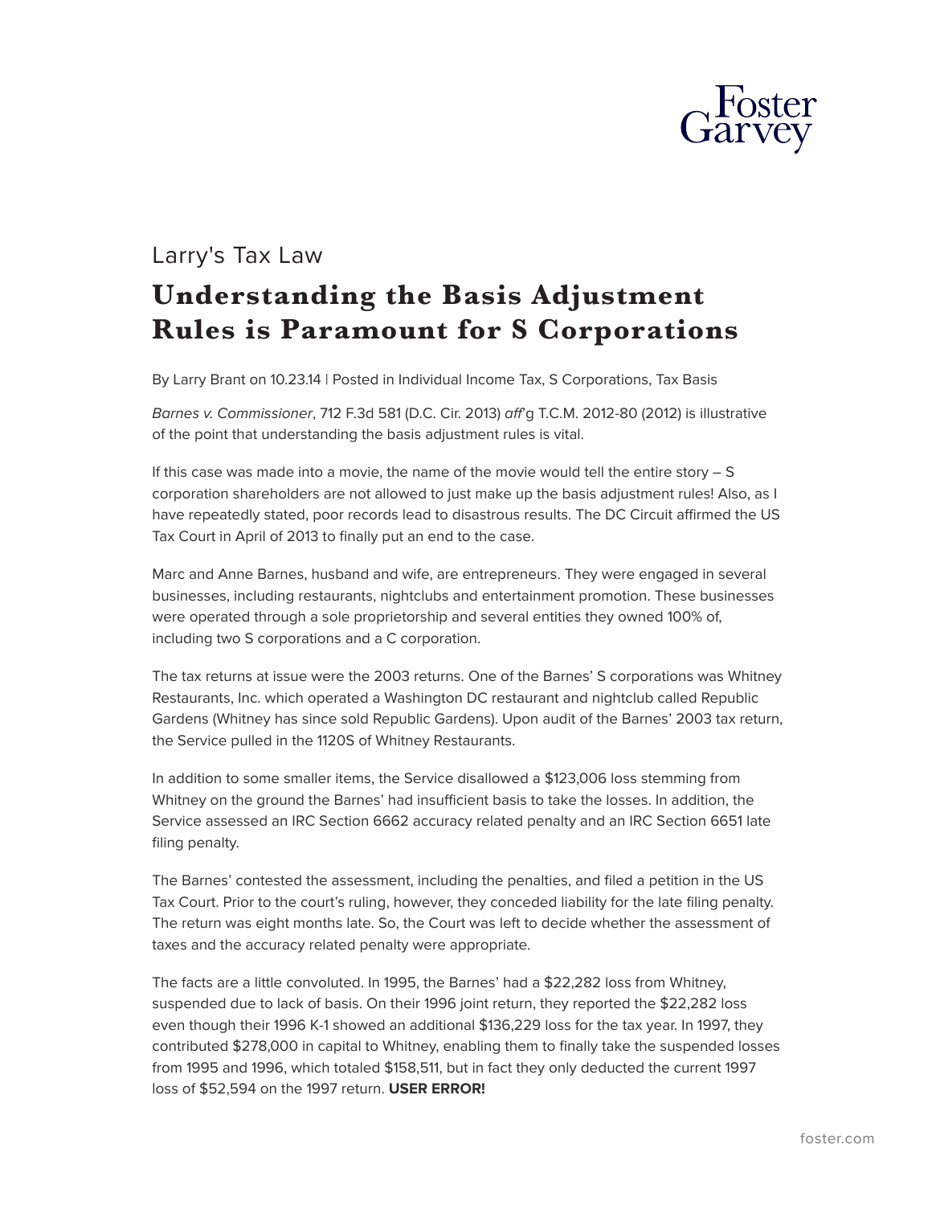Larry's Tax Law

# Understanding the Basis Adjustment Rules is Paramount for S Corporations

By Larry Brant on 10.23.14 | Posted in Individual Income Tax, S Corporations, Tax Basis

*Barnes v. Commissioner*, 712 F.3d 581 (D.C. Cir. 2013) *aff'g* T.C.M. 2012-80 (2012) is illustrative of the point that understanding the basis adjustment rules is vital.

If this case was made into a movie, the name of the movie would tell the entire story – S corporation shareholders are not allowed to just make up the basis adjustment rules! Also, as I have repeatedly stated, poor records lead to disastrous results. The DC Circuit affirmed the US Tax Court in April of 2013 to finally put an end to the case.

Marc and Anne Barnes, husband and wife, are entrepreneurs. They were engaged in several businesses, including restaurants, nightclubs and entertainment promotion. These businesses were operated through a sole proprietorship and several entities they owned 100% of, including two S corporations and a C corporation.

The tax returns at issue were the 2003 returns. One of the Barnes' S corporations was Whitney Restaurants, Inc. which operated a Washington DC restaurant and nightclub called Republic Gardens (Whitney has since sold Republic Gardens). Upon audit of the Barnes' 2003 tax return, the Service pulled in the 1120S of Whitney Restaurants.

In addition to some smaller items, the Service disallowed a $123,006 loss stemming from Whitney on the ground the Barnes' had insufficient basis to take the losses. In addition, the Service assessed an IRC Section 6662 accuracy related penalty and an IRC Section 6651 late filing penalty.

The Barnes' contested the assessment, including the penalties, and filed a petition in the US Tax Court. Prior to the court's ruling, however, they conceded liability for the late filing penalty. The return was eight months late. So, the Court was left to decide whether the assessment of taxes and the accuracy related penalty were appropriate.

The facts are a little convoluted. In 1995, the Barnes' had a $22,282 loss from Whitney, suspended due to lack of basis. On their 1996 joint return, they reported the $22,282 loss even though their 1996 K-1 showed an additional $136,229 loss for the tax year. In 1997, they contributed $278,000 in capital to Whitney, enabling them to finally take the suspended losses from 1995 and 1996, which totaled $158,511, but in fact they only deducted the current 1997 loss of $52,594 on the 1997 return. **USER ERROR!**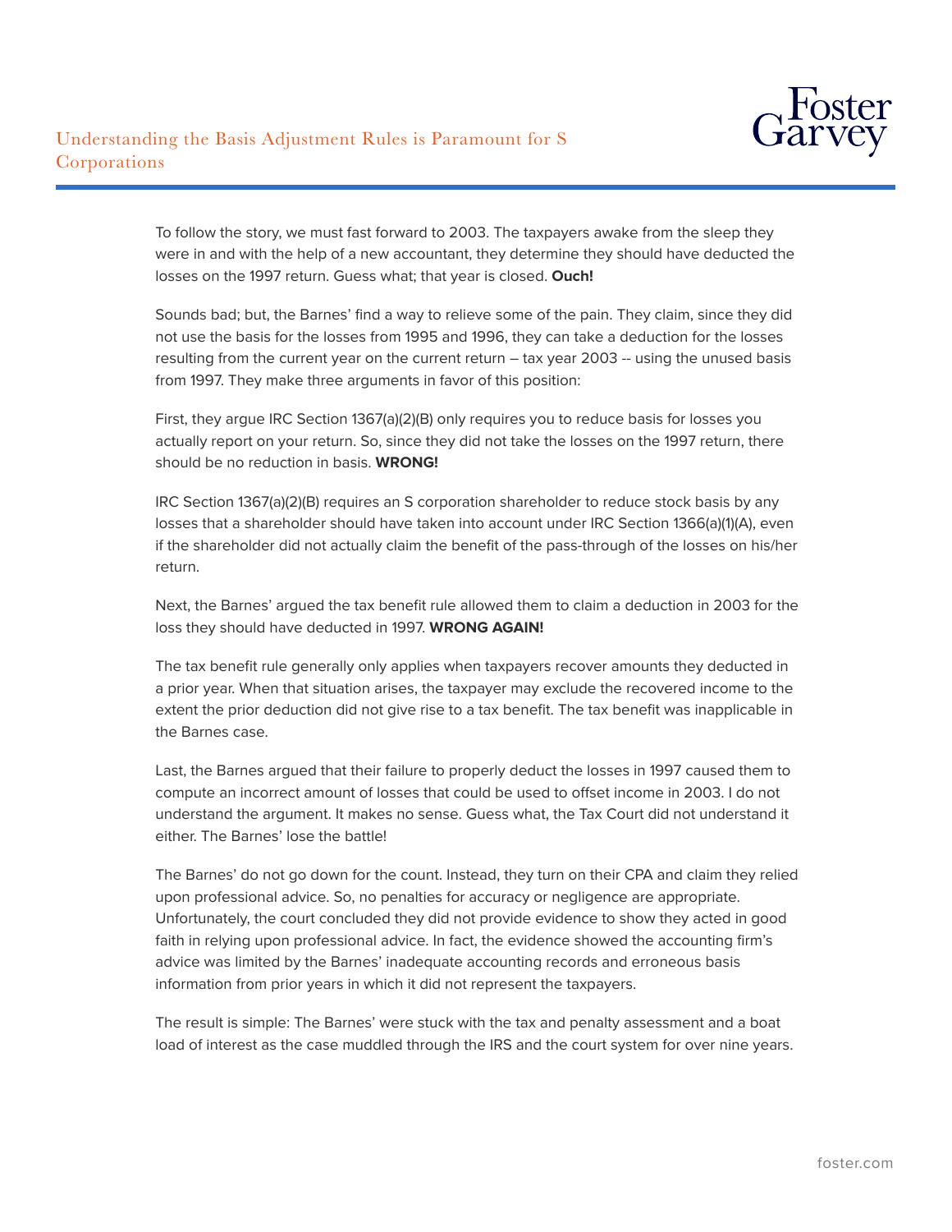To follow the story, we must fast forward to 2003. The taxpayers awake from the sleep they were in and with the help of a new accountant, they determine they should have deducted the losses on the 1997 return. Guess what; that year is closed. **Ouch!**

Sounds bad; but, the Barnes' find a way to relieve some of the pain. They claim, since they did not use the basis for the losses from 1995 and 1996, they can take a deduction for the losses resulting from the current year on the current return – tax year 2003 -- using the unused basis from 1997. They make three arguments in favor of this position:

First, they argue IRC Section 1367(a)(2)(B) only requires you to reduce basis for losses you actually report on your return. So, since they did not take the losses on the 1997 return, there should be no reduction in basis. **WRONG!**

IRC Section 1367(a)(2)(B) requires an S corporation shareholder to reduce stock basis by any losses that a shareholder should have taken into account under IRC Section 1366(a)(1)(A), even if the shareholder did not actually claim the benefit of the pass-through of the losses on his/her return.

Next, the Barnes' argued the tax benefit rule allowed them to claim a deduction in 2003 for the loss they should have deducted in 1997. **WRONG AGAIN!**

The tax benefit rule generally only applies when taxpayers recover amounts they deducted in a prior year. When that situation arises, the taxpayer may exclude the recovered income to the extent the prior deduction did not give rise to a tax benefit. The tax benefit was inapplicable in the Barnes case.

Last, the Barnes argued that their failure to properly deduct the losses in 1997 caused them to compute an incorrect amount of losses that could be used to offset income in 2003. I do not understand the argument. It makes no sense. Guess what, the Tax Court did not understand it either. The Barnes' lose the battle!

The Barnes' do not go down for the count. Instead, they turn on their CPA and claim they relied upon professional advice. So, no penalties for accuracy or negligence are appropriate. Unfortunately, the court concluded they did not provide evidence to show they acted in good faith in relying upon professional advice. In fact, the evidence showed the accounting firm's advice was limited by the Barnes' inadequate accounting records and erroneous basis information from prior years in which it did not represent the taxpayers.

The result is simple: The Barnes' were stuck with the tax and penalty assessment and a boat load of interest as the case muddled through the IRS and the court system for over nine years.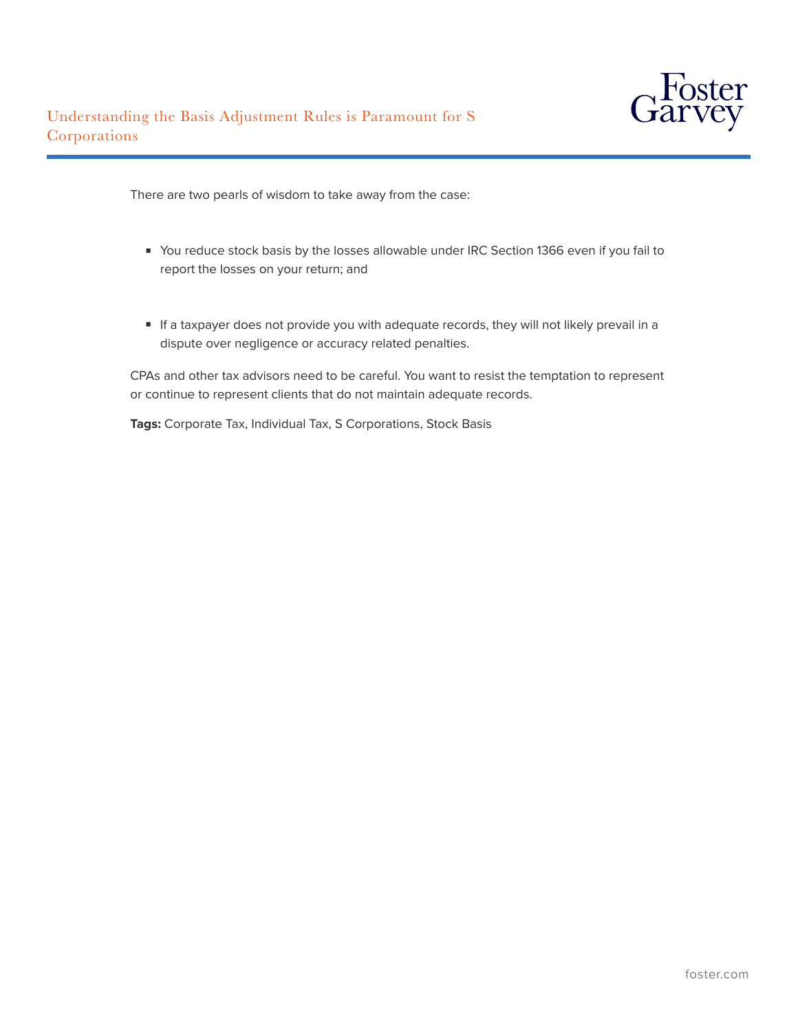There are two pearls of wisdom to take away from the case:

- You reduce stock basis by the losses allowable under IRC Section 1366 even if you fail to report the losses on your return; and
- If a taxpayer does not provide you with adequate records, they will not likely prevail in a dispute over negligence or accuracy related penalties.

CPAs and other tax advisors need to be careful. You want to resist the temptation to represent or continue to represent clients that do not maintain adequate records.

**Tags:** Corporate Tax, Individual Tax, S Corporations, Stock Basis